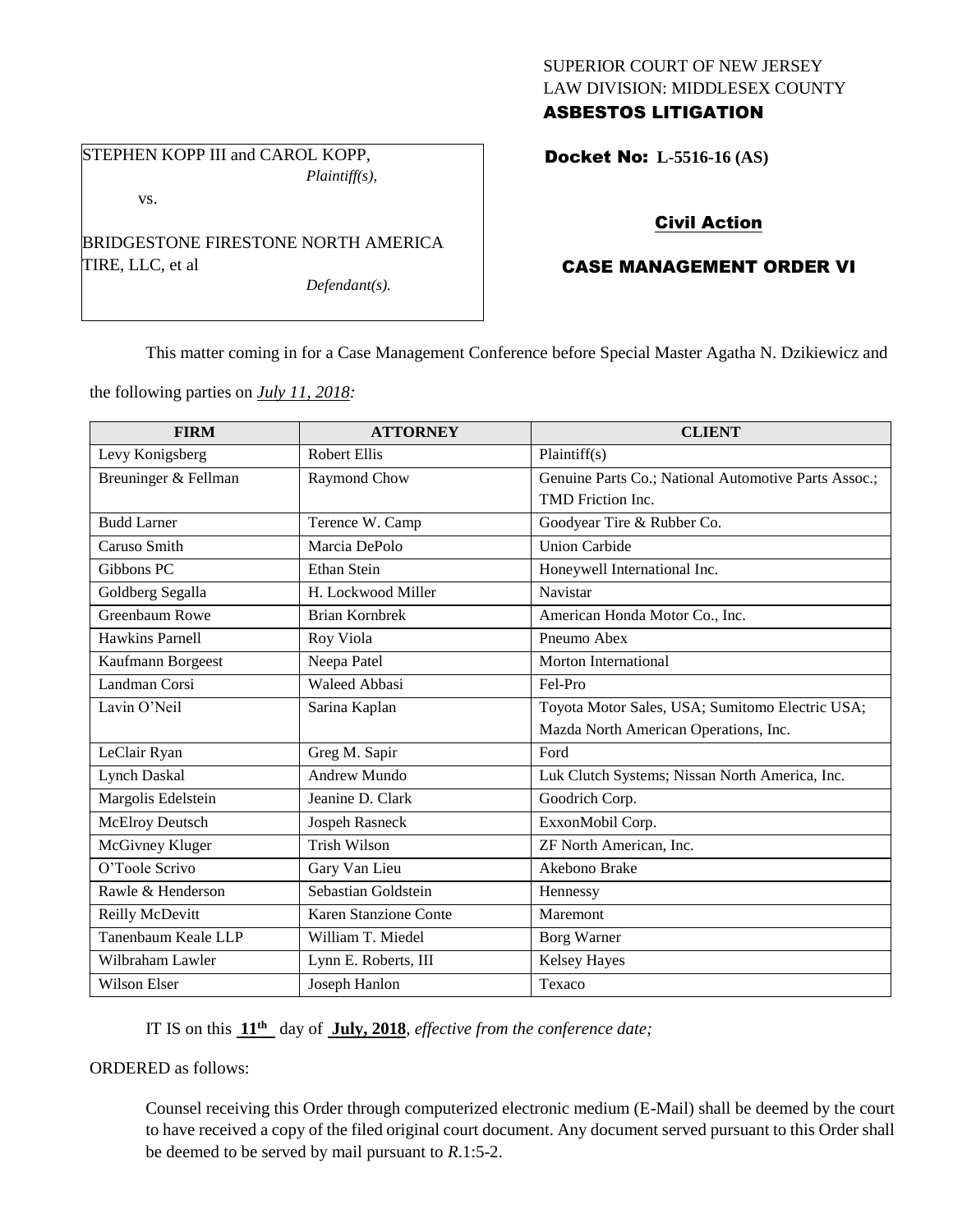SUPERIOR COURT OF NEW JERSEY
LAW DIVISION: MIDDLESEX COUNTY
**ASBESTOS LITIGATION**

STEPHEN KOPP III and CAROL KOPP,
*Plaintiff(s),*

vs.

BRIDGESTONE FIRESTONE NORTH AMERICA TIRE, LLC, et al
*Defendant(s).*

**Docket No: L-5516-16 (AS)**

**Civil Action**

**CASE MANAGEMENT ORDER VI**

This matter coming in for a Case Management Conference before Special Master Agatha N. Dzikiewicz and the following parties on ***July 11, 2018***:

| FIRM | ATTORNEY | CLIENT |
|---|---|---|
| Levy Konigsberg | Robert Ellis | Plaintiff(s) |
| Breuninger & Fellman | Raymond Chow | Genuine Parts Co.; National Automotive Parts Assoc.; TMD Friction Inc. |
| Budd Larner | Terence W. Camp | Goodyear Tire & Rubber Co. |
| Caruso Smith | Marcia DePolo | Union Carbide |
| Gibbons PC | Ethan Stein | Honeywell International Inc. |
| Goldberg Segalla | H. Lockwood Miller | Navistar |
| Greenbaum Rowe | Brian Kornbrek | American Honda Motor Co., Inc. |
| Hawkins Parnell | Roy Viola | Pneumo Abex |
| Kaufmann Borgeest | Neepa Patel | Morton International |
| Landman Corsi | Waleed Abbasi | Fel-Pro |
| Lavin O'Neil | Sarina Kaplan | Toyota Motor Sales, USA; Sumitomo Electric USA; Mazda North American Operations, Inc. |
| LeClair Ryan | Greg M. Sapir | Ford |
| Lynch Daskal | Andrew Mundo | Luk Clutch Systems; Nissan North America, Inc. |
| Margolis Edelstein | Jeanine D. Clark | Goodrich Corp. |
| McElroy Deutsch | Jospeh Rasneck | ExxonMobil Corp. |
| McGivney Kluger | Trish Wilson | ZF North American, Inc. |
| O'Toole Scrivo | Gary Van Lieu | Akebono Brake |
| Rawle & Henderson | Sebastian Goldstein | Hennessy |
| Reilly McDevitt | Karen Stanzione Conte | Maremont |
| Tanenbaum Keale LLP | William T. Miedel | Borg Warner |
| Wilbraham Lawler | Lynn E. Roberts, III | Kelsey Hayes |
| Wilson Elser | Joseph Hanlon | Texaco |

IT IS on this **11th** day of **July, 2018**, *effective from the conference date;*

ORDERED as follows:

Counsel receiving this Order through computerized electronic medium (E-Mail) shall be deemed by the court to have received a copy of the filed original court document. Any document served pursuant to this Order shall be deemed to be served by mail pursuant to *R*.1:5-2.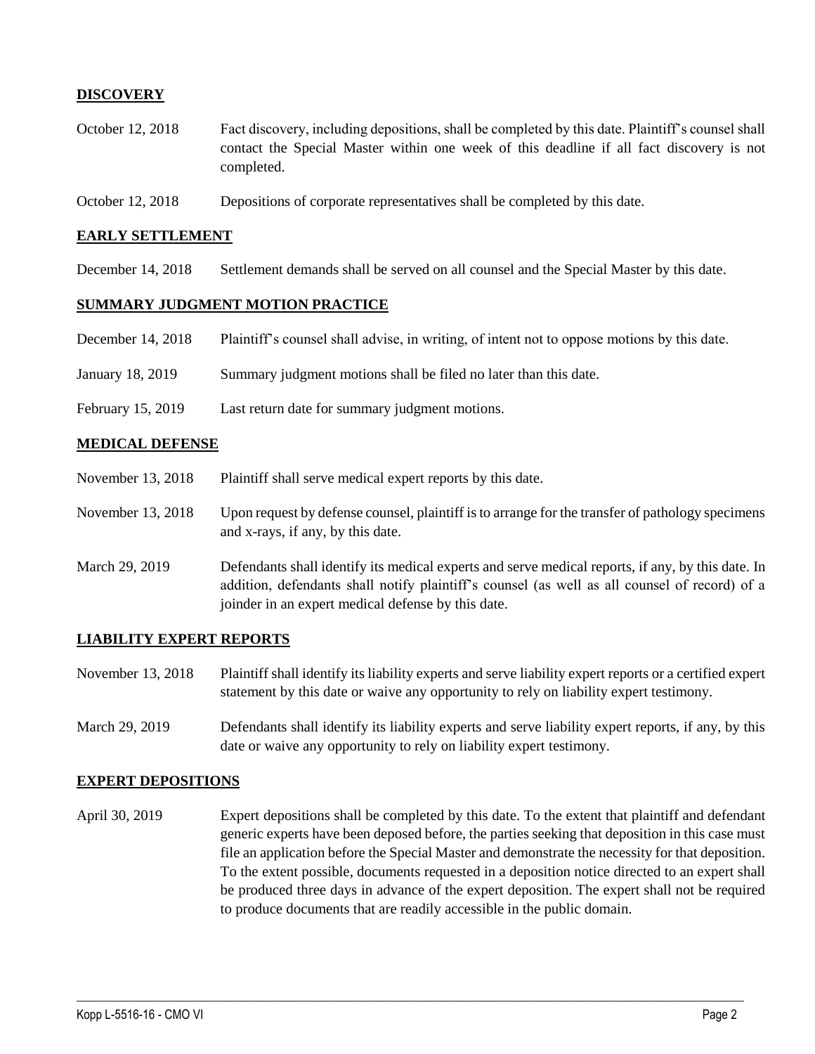## DISCOVERY

| | |
|---|---|
| October 12, 2018 | Fact discovery, including depositions, shall be completed by this date. Plaintiff's counsel shall contact the Special Master within one week of this deadline if all fact discovery is not completed. |
| October 12, 2018 | Depositions of corporate representatives shall be completed by this date. |

## EARLY SETTLEMENT

| | |
|---|---|
| December 14, 2018 | Settlement demands shall be served on all counsel and the Special Master by this date. |

## SUMMARY JUDGMENT MOTION PRACTICE

| | |
|---|---|
| December 14, 2018 | Plaintiff's counsel shall advise, in writing, of intent not to oppose motions by this date. |
| January 18, 2019 | Summary judgment motions shall be filed no later than this date. |
| February 15, 2019 | Last return date for summary judgment motions. |

## MEDICAL DEFENSE

| | |
|---|---|
| November 13, 2018 | Plaintiff shall serve medical expert reports by this date. |
| November 13, 2018 | Upon request by defense counsel, plaintiff is to arrange for the transfer of pathology specimens and x-rays, if any, by this date. |
| March 29, 2019 | Defendants shall identify its medical experts and serve medical reports, if any, by this date. In addition, defendants shall notify plaintiff's counsel (as well as all counsel of record) of a joinder in an expert medical defense by this date. |

## LIABILITY EXPERT REPORTS

| | |
|---|---|
| November 13, 2018 | Plaintiff shall identify its liability experts and serve liability expert reports or a certified expert statement by this date or waive any opportunity to rely on liability expert testimony. |
| March 29, 2019 | Defendants shall identify its liability experts and serve liability expert reports, if any, by this date or waive any opportunity to rely on liability expert testimony. |

## EXPERT DEPOSITIONS

| | |
|---|---|
| April 30, 2019 | Expert depositions shall be completed by this date. To the extent that plaintiff and defendant generic experts have been deposed before, the parties seeking that deposition in this case must file an application before the Special Master and demonstrate the necessity for that deposition. To the extent possible, documents requested in a deposition notice directed to an expert shall be produced three days in advance of the expert deposition. The expert shall not be required to produce documents that are readily accessible in the public domain. |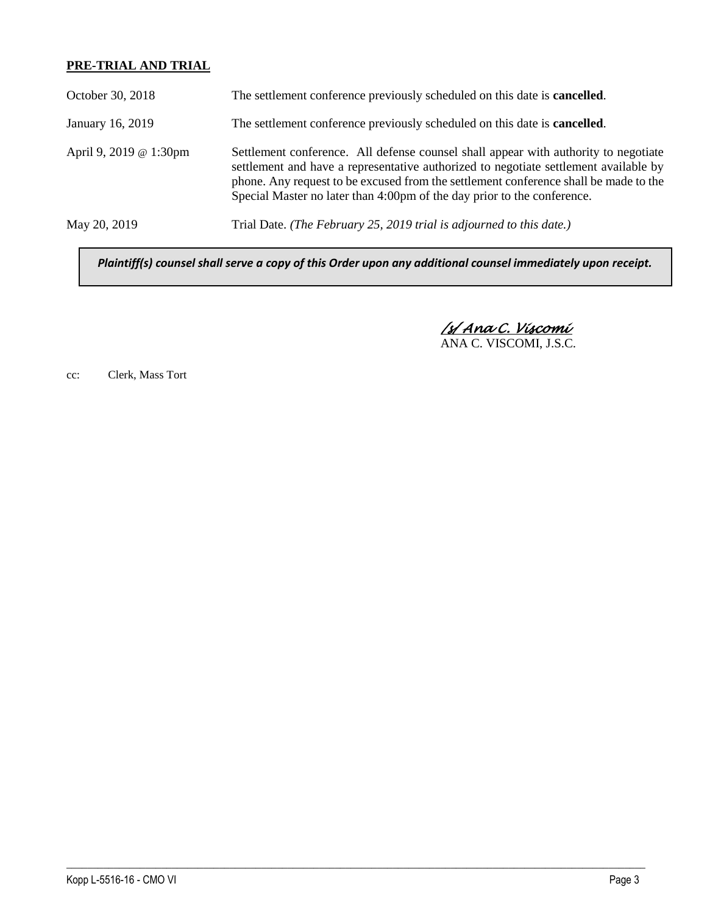**PRE-TRIAL AND TRIAL**

| | |
|---|---|
| October 30, 2018 | The settlement conference previously scheduled on this date is **cancelled**. |
| January 16, 2019 | The settlement conference previously scheduled on this date is **cancelled**. |
| April 9, 2019 @ 1:30pm | Settlement conference. All defense counsel shall appear with authority to negotiate settlement and have a representative authorized to negotiate settlement available by phone. Any request to be excused from the settlement conference shall be made to the Special Master no later than 4:00pm of the day prior to the conference. |
| May 20, 2019 | Trial Date. *(The February 25, 2019 trial is adjourned to this date.)* |

***Plaintiff(s) counsel shall serve a copy of this Order upon any additional counsel immediately upon receipt.***

*/s/ Ana C. Viscomi*
ANA C. VISCOMI, J.S.C.

cc: Clerk, Mass Tort